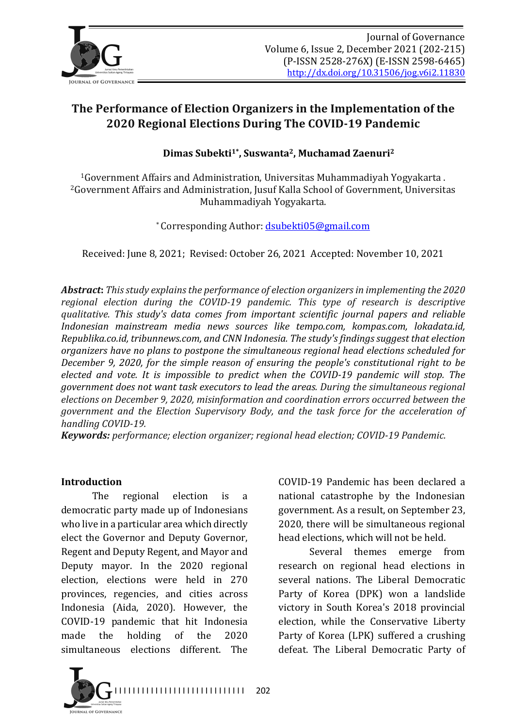# The Performance of Election Organizers in the Implementation of the 2020 Regional Elections During The COVID-19 Pandemic

**Dimas Subekti[1*], Suswanta[2], Muchamad Zaenuri[2]**

[1]Government Affairs and Administration, Universitas Muhammadiyah Yogyakarta .
[2]Government Affairs and Administration, Jusuf Kalla School of Government, Universitas Muhammadiyah Yogyakarta.

[*] Corresponding Author: dsubekti05@gmail.com

Received: June 8, 2021; Revised: October 26, 2021 Accepted: November 10, 2021

***Abstract:*** *This study explains the performance of election organizers in implementing the 2020 regional election during the COVID-19 pandemic. This type of research is descriptive qualitative. This study's data comes from important scientific journal papers and reliable Indonesian mainstream media news sources like tempo.com, kompas.com, lokadata.id, Republika.co.id, tribunnews.com, and CNN Indonesia. The study's findings suggest that election organizers have no plans to postpone the simultaneous regional head elections scheduled for December 9, 2020, for the simple reason of ensuring the people's constitutional right to be elected and vote. It is impossible to predict when the COVID-19 pandemic will stop. The government does not want task executors to lead the areas. During the simultaneous regional elections on December 9, 2020, misinformation and coordination errors occurred between the government and the Election Supervisory Body, and the task force for the acceleration of handling COVID-19.*

***Keywords:*** *performance; election organizer; regional head election; COVID-19 Pandemic.*

## Introduction

The regional election is a democratic party made up of Indonesians who live in a particular area which directly elect the Governor and Deputy Governor, Regent and Deputy Regent, and Mayor and Deputy mayor. In the 2020 regional election, elections were held in 270 provinces, regencies, and cities across Indonesia (Aida, 2020). However, the COVID-19 pandemic that hit Indonesia made the holding of the 2020 simultaneous elections different. The COVID-19 Pandemic has been declared a national catastrophe by the Indonesian government. As a result, on September 23, 2020, there will be simultaneous regional head elections, which will not be held.

Several themes emerge from research on regional head elections in several nations. The Liberal Democratic Party of Korea (DPK) won a landslide victory in South Korea's 2018 provincial election, while the Conservative Liberty Party of Korea (LPK) suffered a crushing defeat. The Liberal Democratic Party of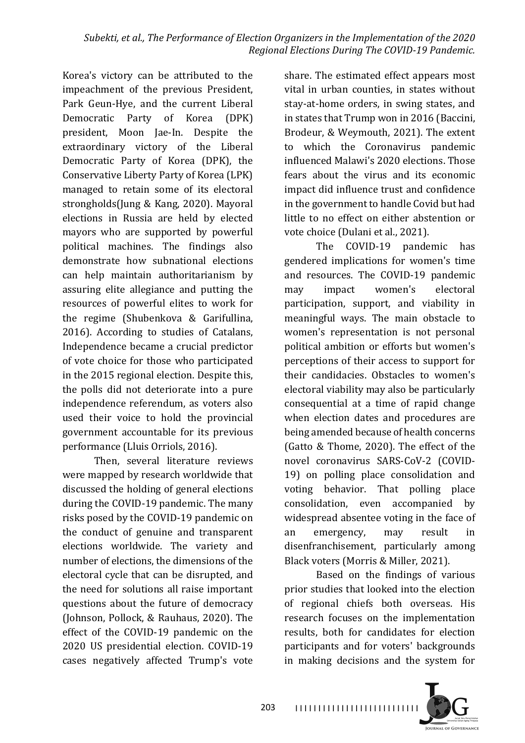Korea's victory can be attributed to the impeachment of the previous President, Park Geun-Hye, and the current Liberal Democratic Party of Korea (DPK) president, Moon Jae-In. Despite the extraordinary victory of the Liberal Democratic Party of Korea (DPK), the Conservative Liberty Party of Korea (LPK) managed to retain some of its electoral strongholds(Jung & Kang, 2020). Mayoral elections in Russia are held by elected mayors who are supported by powerful political machines. The findings also demonstrate how subnational elections can help maintain authoritarianism by assuring elite allegiance and putting the resources of powerful elites to work for the regime (Shubenkova & Garifullina, 2016). According to studies of Catalans, Independence became a crucial predictor of vote choice for those who participated in the 2015 regional election. Despite this, the polls did not deteriorate into a pure independence referendum, as voters also used their voice to hold the provincial government accountable for its previous performance (Lluis Orriols, 2016).

Then, several literature reviews were mapped by research worldwide that discussed the holding of general elections during the COVID-19 pandemic. The many risks posed by the COVID-19 pandemic on the conduct of genuine and transparent elections worldwide. The variety and number of elections, the dimensions of the electoral cycle that can be disrupted, and the need for solutions all raise important questions about the future of democracy (Johnson, Pollock, & Rauhaus, 2020). The effect of the COVID-19 pandemic on the 2020 US presidential election. COVID-19 cases negatively affected Trump's vote share. The estimated effect appears most vital in urban counties, in states without stay-at-home orders, in swing states, and in states that Trump won in 2016 (Baccini, Brodeur, & Weymouth, 2021). The extent to which the Coronavirus pandemic influenced Malawi's 2020 elections. Those fears about the virus and its economic impact did influence trust and confidence in the government to handle Covid but had little to no effect on either abstention or vote choice (Dulani et al., 2021).

The COVID-19 pandemic has gendered implications for women's time and resources. The COVID-19 pandemic may impact women's electoral participation, support, and viability in meaningful ways. The main obstacle to women's representation is not personal political ambition or efforts but women's perceptions of their access to support for their candidacies. Obstacles to women's electoral viability may also be particularly consequential at a time of rapid change when election dates and procedures are being amended because of health concerns (Gatto & Thome, 2020). The effect of the novel coronavirus SARS-CoV-2 (COVID-19) on polling place consolidation and voting behavior. That polling place consolidation, even accompanied by widespread absentee voting in the face of an emergency, may result in disenfranchisement, particularly among Black voters (Morris & Miller, 2021).

Based on the findings of various prior studies that looked into the election of regional chiefs both overseas. His research focuses on the implementation results, both for candidates for election participants and for voters' backgrounds in making decisions and the system for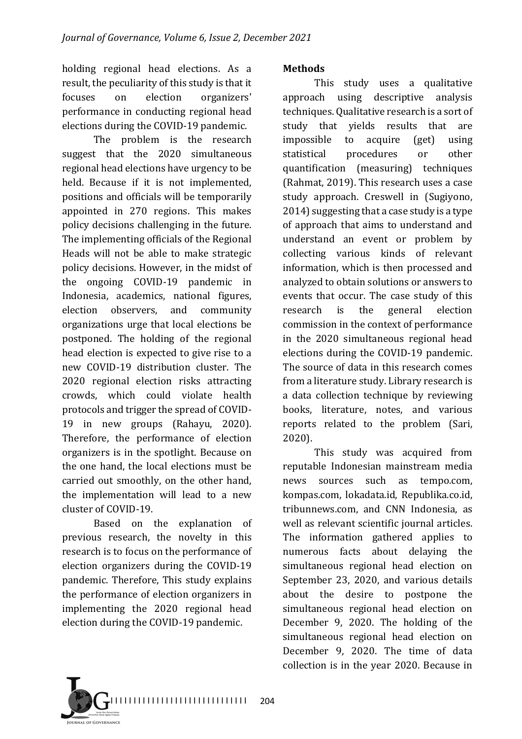holding regional head elections. As a result, the peculiarity of this study is that it focuses on election organizers' performance in conducting regional head elections during the COVID-19 pandemic.

The problem is the research suggest that the 2020 simultaneous regional head elections have urgency to be held. Because if it is not implemented, positions and officials will be temporarily appointed in 270 regions. This makes policy decisions challenging in the future. The implementing officials of the Regional Heads will not be able to make strategic policy decisions. However, in the midst of the ongoing COVID-19 pandemic in Indonesia, academics, national figures, election observers, and community organizations urge that local elections be postponed. The holding of the regional head election is expected to give rise to a new COVID-19 distribution cluster. The 2020 regional election risks attracting crowds, which could violate health protocols and trigger the spread of COVID-19 in new groups (Rahayu, 2020). Therefore, the performance of election organizers is in the spotlight. Because on the one hand, the local elections must be carried out smoothly, on the other hand, the implementation will lead to a new cluster of COVID-19.

Based on the explanation of previous research, the novelty in this research is to focus on the performance of election organizers during the COVID-19 pandemic. Therefore, This study explains the performance of election organizers in implementing the 2020 regional head election during the COVID-19 pandemic.

## Methods

This study uses a qualitative approach using descriptive analysis techniques. Qualitative research is a sort of study that yields results that are impossible to acquire (get) using statistical procedures or other quantification (measuring) techniques (Rahmat, 2019). This research uses a case study approach. Creswell in (Sugiyono, 2014) suggesting that a case study is a type of approach that aims to understand and understand an event or problem by collecting various kinds of relevant information, which is then processed and analyzed to obtain solutions or answers to events that occur. The case study of this research is the general election commission in the context of performance in the 2020 simultaneous regional head elections during the COVID-19 pandemic. The source of data in this research comes from a literature study. Library research is a data collection technique by reviewing books, literature, notes, and various reports related to the problem (Sari, 2020).

This study was acquired from reputable Indonesian mainstream media news sources such as tempo.com, kompas.com, lokadata.id, Republika.co.id, tribunnews.com, and CNN Indonesia, as well as relevant scientific journal articles. The information gathered applies to numerous facts about delaying the simultaneous regional head election on September 23, 2020, and various details about the desire to postpone the simultaneous regional head election on December 9, 2020. The holding of the simultaneous regional head election on December 9, 2020. The time of data collection is in the year 2020. Because in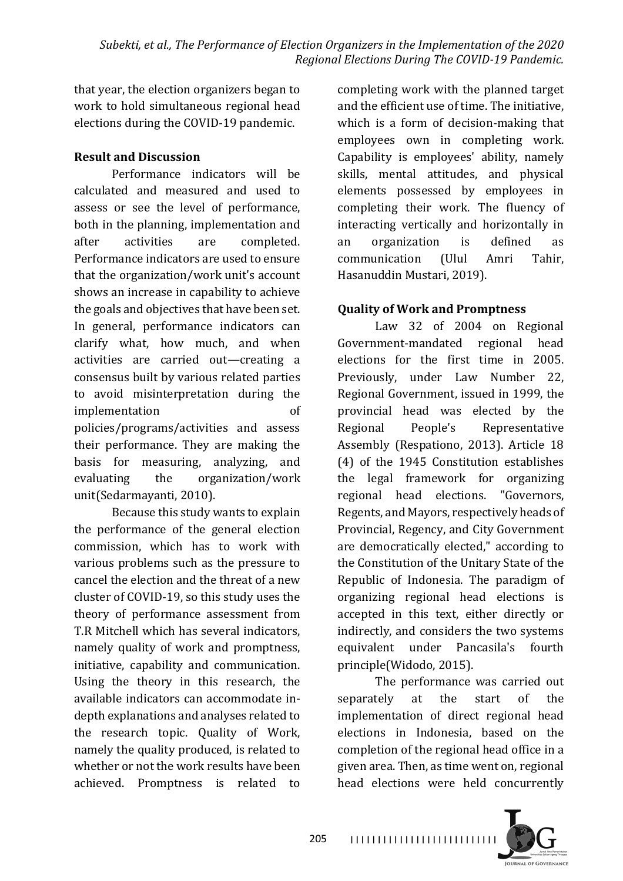that year, the election organizers began to work to hold simultaneous regional head elections during the COVID-19 pandemic.

**Result and Discussion**

Performance indicators will be calculated and measured and used to assess or see the level of performance, both in the planning, implementation and after activities are completed. Performance indicators are used to ensure that the organization/work unit's account shows an increase in capability to achieve the goals and objectives that have been set. In general, performance indicators can clarify what, how much, and when activities are carried out—creating a consensus built by various related parties to avoid misinterpretation during the implementation of policies/programs/activities and assess their performance. They are making the basis for measuring, analyzing, and evaluating the organization/work unit(Sedarmayanti, 2010).

Because this study wants to explain the performance of the general election commission, which has to work with various problems such as the pressure to cancel the election and the threat of a new cluster of COVID-19, so this study uses the theory of performance assessment from T.R Mitchell which has several indicators, namely quality of work and promptness, initiative, capability and communication. Using the theory in this research, the available indicators can accommodate in-depth explanations and analyses related to the research topic. Quality of Work, namely the quality produced, is related to whether or not the work results have been achieved. Promptness is related to completing work with the planned target and the efficient use of time. The initiative, which is a form of decision-making that employees own in completing work. Capability is employees' ability, namely skills, mental attitudes, and physical elements possessed by employees in completing their work. The fluency of interacting vertically and horizontally in an organization is defined as communication (Ulul Amri Tahir, Hasanuddin Mustari, 2019).

**Quality of Work and Promptness**

Law 32 of 2004 on Regional Government-mandated regional head elections for the first time in 2005. Previously, under Law Number 22, Regional Government, issued in 1999, the provincial head was elected by the Regional People's Representative Assembly (Respationo, 2013). Article 18 (4) of the 1945 Constitution establishes the legal framework for organizing regional head elections. "Governors, Regents, and Mayors, respectively heads of Provincial, Regency, and City Government are democratically elected," according to the Constitution of the Unitary State of the Republic of Indonesia. The paradigm of organizing regional head elections is accepted in this text, either directly or indirectly, and considers the two systems equivalent under Pancasila's fourth principle(Widodo, 2015).

The performance was carried out separately at the start of the implementation of direct regional head elections in Indonesia, based on the completion of the regional head office in a given area. Then, as time went on, regional head elections were held concurrently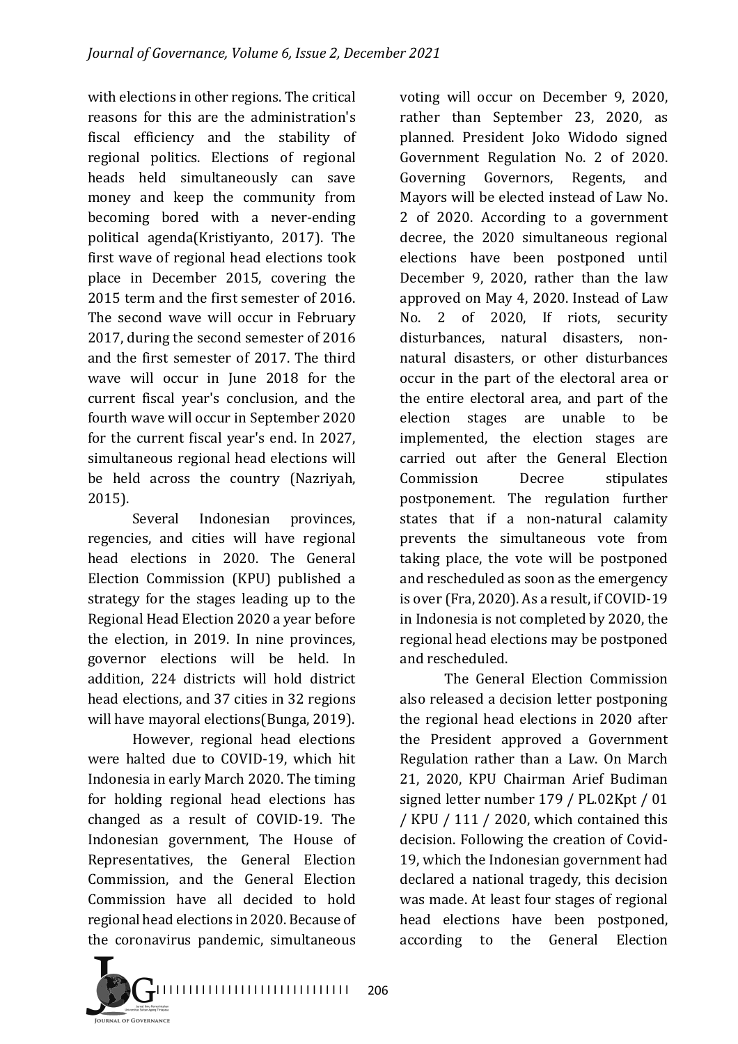with elections in other regions. The critical reasons for this are the administration's fiscal efficiency and the stability of regional politics. Elections of regional heads held simultaneously can save money and keep the community from becoming bored with a never-ending political agenda(Kristiyanto, 2017). The first wave of regional head elections took place in December 2015, covering the 2015 term and the first semester of 2016. The second wave will occur in February 2017, during the second semester of 2016 and the first semester of 2017. The third wave will occur in June 2018 for the current fiscal year's conclusion, and the fourth wave will occur in September 2020 for the current fiscal year's end. In 2027, simultaneous regional head elections will be held across the country (Nazriyah, 2015).

Several Indonesian provinces, regencies, and cities will have regional head elections in 2020. The General Election Commission (KPU) published a strategy for the stages leading up to the Regional Head Election 2020 a year before the election, in 2019. In nine provinces, governor elections will be held. In addition, 224 districts will hold district head elections, and 37 cities in 32 regions will have mayoral elections(Bunga, 2019).

However, regional head elections were halted due to COVID-19, which hit Indonesia in early March 2020. The timing for holding regional head elections has changed as a result of COVID-19. The Indonesian government, The House of Representatives, the General Election Commission, and the General Election Commission have all decided to hold regional head elections in 2020. Because of the coronavirus pandemic, simultaneous voting will occur on December 9, 2020, rather than September 23, 2020, as planned. President Joko Widodo signed Government Regulation No. 2 of 2020. Governing Governors, Regents, and Mayors will be elected instead of Law No. 2 of 2020. According to a government decree, the 2020 simultaneous regional elections have been postponed until December 9, 2020, rather than the law approved on May 4, 2020. Instead of Law No. 2 of 2020, If riots, security disturbances, natural disasters, non-natural disasters, or other disturbances occur in the part of the electoral area or the entire electoral area, and part of the election stages are unable to be implemented, the election stages are carried out after the General Election Commission Decree stipulates postponement. The regulation further states that if a non-natural calamity prevents the simultaneous vote from taking place, the vote will be postponed and rescheduled as soon as the emergency is over (Fra, 2020). As a result, if COVID-19 in Indonesia is not completed by 2020, the regional head elections may be postponed and rescheduled.

The General Election Commission also released a decision letter postponing the regional head elections in 2020 after the President approved a Government Regulation rather than a Law. On March 21, 2020, KPU Chairman Arief Budiman signed letter number 179 / PL.02Kpt / 01 / KPU / 111 / 2020, which contained this decision. Following the creation of Covid-19, which the Indonesian government had declared a national tragedy, this decision was made. At least four stages of regional head elections have been postponed, according to the General Election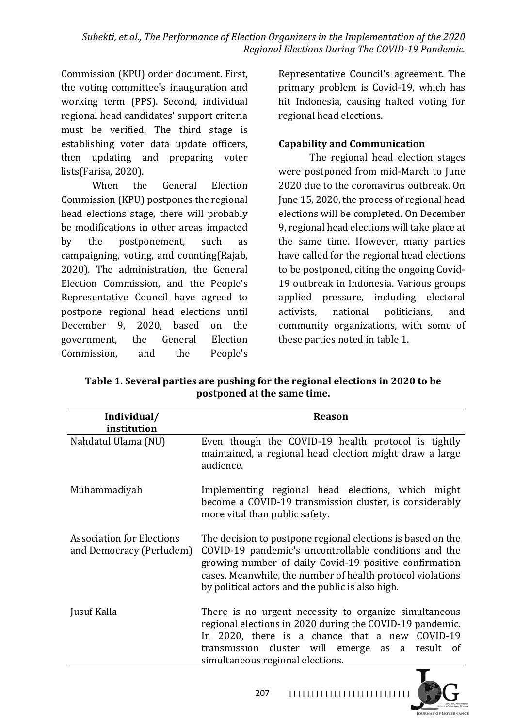Commission (KPU) order document. First, the voting committee's inauguration and working term (PPS). Second, individual regional head candidates' support criteria must be verified. The third stage is establishing voter data update officers, then updating and preparing voter lists(Farisa, 2020).

When the General Election Commission (KPU) postpones the regional head elections stage, there will probably be modifications in other areas impacted by the postponement, such as campaigning, voting, and counting(Rajab, 2020). The administration, the General Election Commission, and the People's Representative Council have agreed to postpone regional head elections until December 9, 2020, based on the government, the General Election Commission, and the People's Representative Council's agreement. The primary problem is Covid-19, which has hit Indonesia, causing halted voting for regional head elections.

**Capability and Communication**

The regional head election stages were postponed from mid-March to June 2020 due to the coronavirus outbreak. On June 15, 2020, the process of regional head elections will be completed. On December 9, regional head elections will take place at the same time. However, many parties have called for the regional head elections to be postponed, citing the ongoing Covid-19 outbreak in Indonesia. Various groups applied pressure, including electoral activists, national politicians, and community organizations, with some of these parties noted in table 1.

**Table 1. Several parties are pushing for the regional elections in 2020 to be postponed at the same time.**

| Individual/ institution | Reason |
|---|---|
| Nahdatul Ulama (NU) | Even though the COVID-19 health protocol is tightly maintained, a regional head election might draw a large audience. |
| Muhammadiyah | Implementing regional head elections, which might become a COVID-19 transmission cluster, is considerably more vital than public safety. |
| Association for Elections and Democracy (Perludem) | The decision to postpone regional elections is based on the COVID-19 pandemic's uncontrollable conditions and the growing number of daily Covid-19 positive confirmation cases. Meanwhile, the number of health protocol violations by political actors and the public is also high. |
| Jusuf Kalla | There is no urgent necessity to organize simultaneous regional elections in 2020 during the COVID-19 pandemic. In 2020, there is a chance that a new COVID-19 transmission cluster will emerge as a result of simultaneous regional elections. |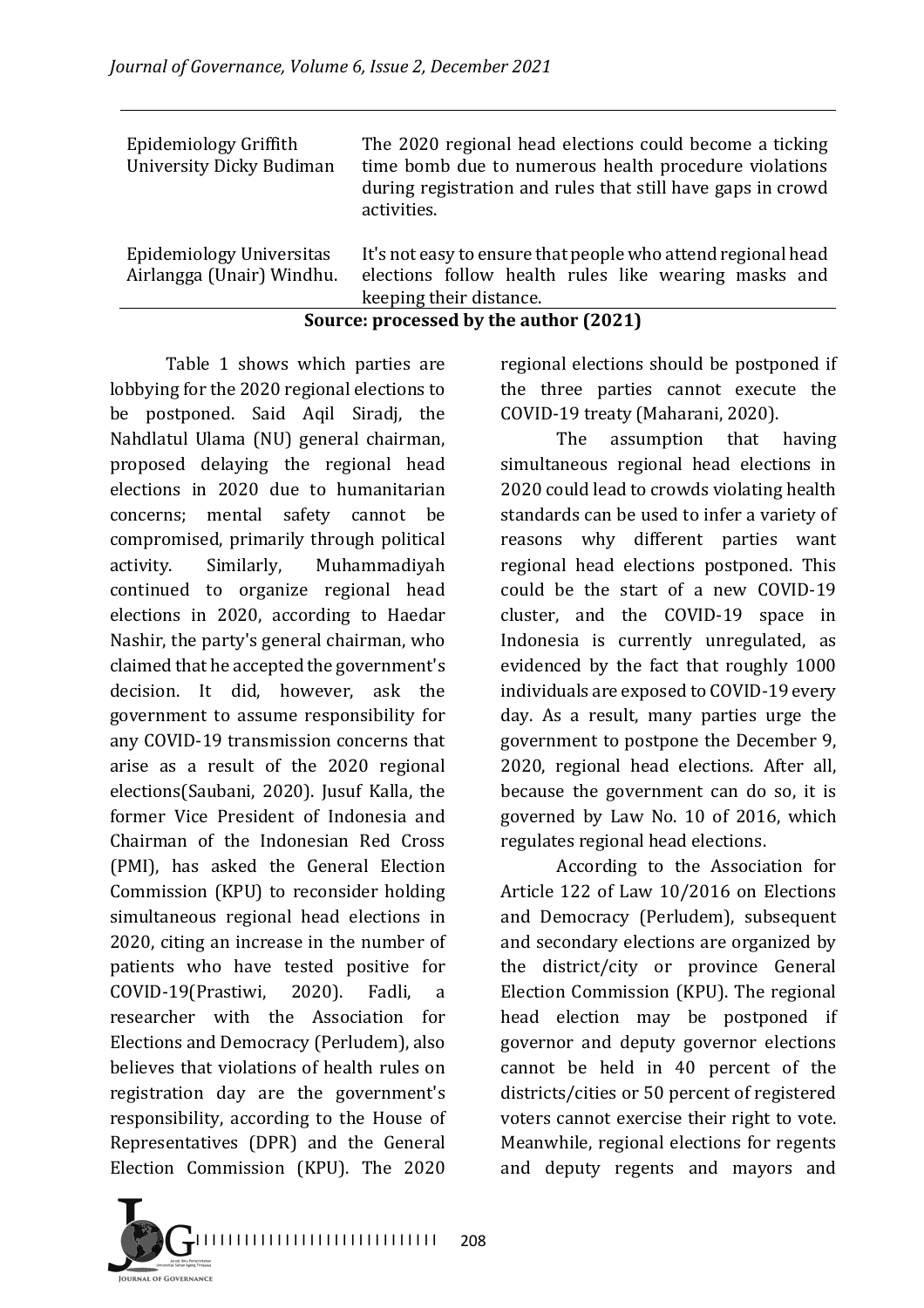| | |
|---|---|
| Epidemiology Griffith University Dicky Budiman | The 2020 regional head elections could become a ticking time bomb due to numerous health procedure violations during registration and rules that still have gaps in crowd activities. |
| Epidemiology Universitas Airlangga (Unair) Windhu. | It's not easy to ensure that people who attend regional head elections follow health rules like wearing masks and keeping their distance. |

**Source: processed by the author (2021)**

Table 1 shows which parties are lobbying for the 2020 regional elections to be postponed. Said Aqil Siradj, the Nahdlatul Ulama (NU) general chairman, proposed delaying the regional head elections in 2020 due to humanitarian concerns; mental safety cannot be compromised, primarily through political activity. Similarly, Muhammadiyah continued to organize regional head elections in 2020, according to Haedar Nashir, the party's general chairman, who claimed that he accepted the government's decision. It did, however, ask the government to assume responsibility for any COVID-19 transmission concerns that arise as a result of the 2020 regional elections(Saubani, 2020). Jusuf Kalla, the former Vice President of Indonesia and Chairman of the Indonesian Red Cross (PMI), has asked the General Election Commission (KPU) to reconsider holding simultaneous regional head elections in 2020, citing an increase in the number of patients who have tested positive for COVID-19(Prastiwi, 2020). Fadli, a researcher with the Association for Elections and Democracy (Perludem), also believes that violations of health rules on registration day are the government's responsibility, according to the House of Representatives (DPR) and the General Election Commission (KPU). The 2020 regional elections should be postponed if the three parties cannot execute the COVID-19 treaty (Maharani, 2020).

The assumption that having simultaneous regional head elections in 2020 could lead to crowds violating health standards can be used to infer a variety of reasons why different parties want regional head elections postponed. This could be the start of a new COVID-19 cluster, and the COVID-19 space in Indonesia is currently unregulated, as evidenced by the fact that roughly 1000 individuals are exposed to COVID-19 every day. As a result, many parties urge the government to postpone the December 9, 2020, regional head elections. After all, because the government can do so, it is governed by Law No. 10 of 2016, which regulates regional head elections.

According to the Association for Article 122 of Law 10/2016 on Elections and Democracy (Perludem), subsequent and secondary elections are organized by the district/city or province General Election Commission (KPU). The regional head election may be postponed if governor and deputy governor elections cannot be held in 40 percent of the districts/cities or 50 percent of registered voters cannot exercise their right to vote. Meanwhile, regional elections for regents and deputy regents and mayors and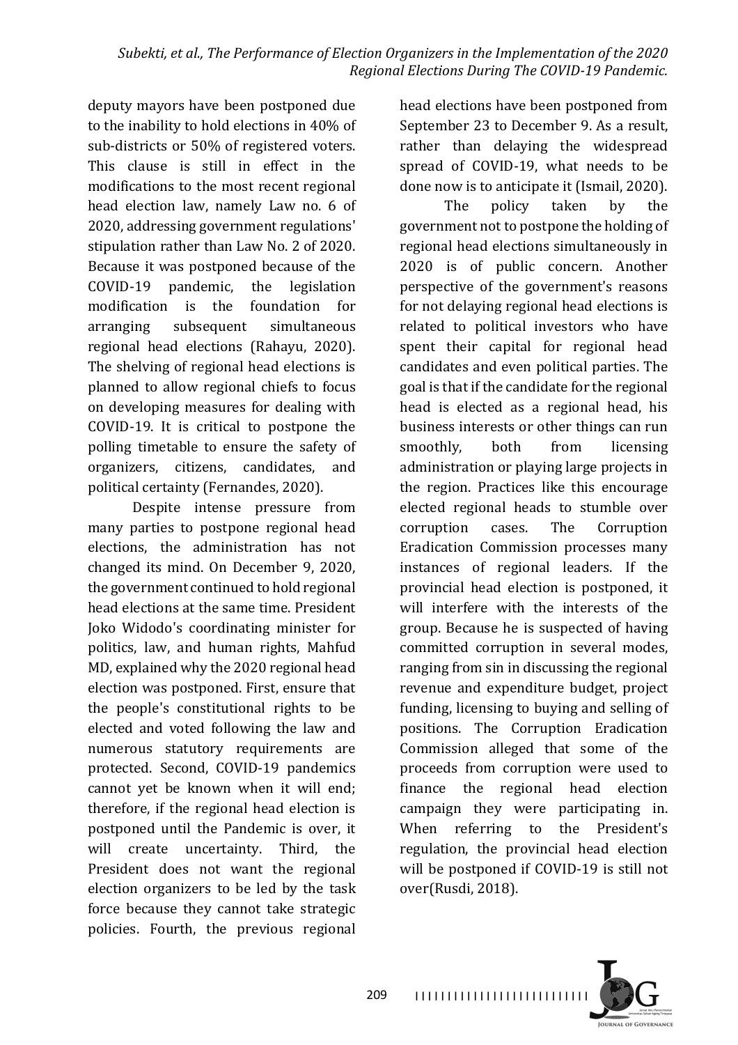deputy mayors have been postponed due to the inability to hold elections in 40% of sub-districts or 50% of registered voters. This clause is still in effect in the modifications to the most recent regional head election law, namely Law no. 6 of 2020, addressing government regulations' stipulation rather than Law No. 2 of 2020. Because it was postponed because of the COVID-19 pandemic, the legislation modification is the foundation for arranging subsequent simultaneous regional head elections (Rahayu, 2020). The shelving of regional head elections is planned to allow regional chiefs to focus on developing measures for dealing with COVID-19. It is critical to postpone the polling timetable to ensure the safety of organizers, citizens, candidates, and political certainty (Fernandes, 2020).

Despite intense pressure from many parties to postpone regional head elections, the administration has not changed its mind. On December 9, 2020, the government continued to hold regional head elections at the same time. President Joko Widodo's coordinating minister for politics, law, and human rights, Mahfud MD, explained why the 2020 regional head election was postponed. First, ensure that the people's constitutional rights to be elected and voted following the law and numerous statutory requirements are protected. Second, COVID-19 pandemics cannot yet be known when it will end; therefore, if the regional head election is postponed until the Pandemic is over, it will create uncertainty. Third, the President does not want the regional election organizers to be led by the task force because they cannot take strategic policies. Fourth, the previous regional head elections have been postponed from September 23 to December 9. As a result, rather than delaying the widespread spread of COVID-19, what needs to be done now is to anticipate it (Ismail, 2020).

The policy taken by the government not to postpone the holding of regional head elections simultaneously in 2020 is of public concern. Another perspective of the government's reasons for not delaying regional head elections is related to political investors who have spent their capital for regional head candidates and even political parties. The goal is that if the candidate for the regional head is elected as a regional head, his business interests or other things can run smoothly, both from licensing administration or playing large projects in the region. Practices like this encourage elected regional heads to stumble over corruption cases. The Corruption Eradication Commission processes many instances of regional leaders. If the provincial head election is postponed, it will interfere with the interests of the group. Because he is suspected of having committed corruption in several modes, ranging from sin in discussing the regional revenue and expenditure budget, project funding, licensing to buying and selling of positions. The Corruption Eradication Commission alleged that some of the proceeds from corruption were used to finance the regional head election campaign they were participating in. When referring to the President's regulation, the provincial head election will be postponed if COVID-19 is still not over(Rusdi, 2018).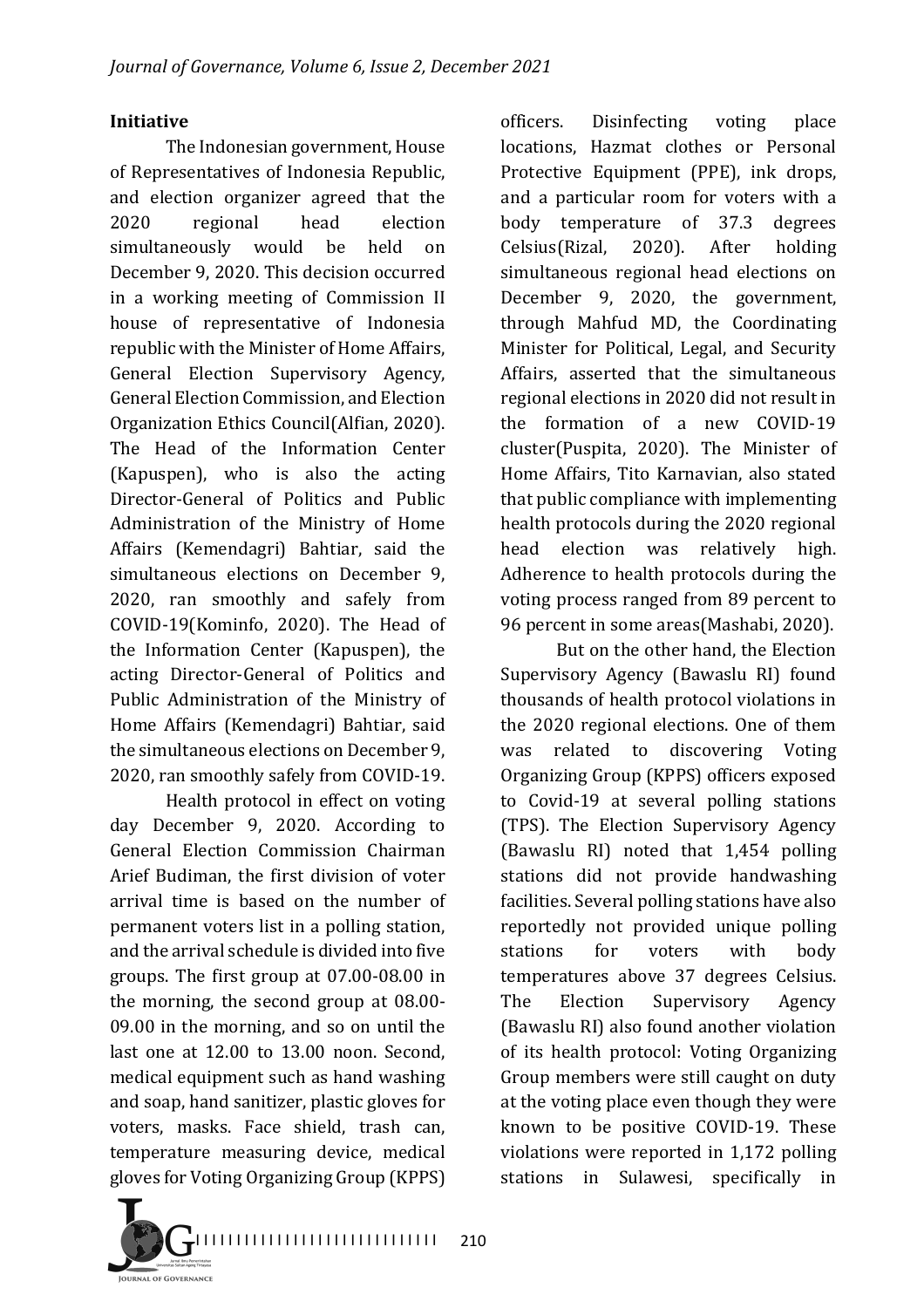**Initiative**

The Indonesian government, House of Representatives of Indonesia Republic, and election organizer agreed that the 2020 regional head election simultaneously would be held on December 9, 2020. This decision occurred in a working meeting of Commission II house of representative of Indonesia republic with the Minister of Home Affairs, General Election Supervisory Agency, General Election Commission, and Election Organization Ethics Council(Alfian, 2020). The Head of the Information Center (Kapuspen), who is also the acting Director-General of Politics and Public Administration of the Ministry of Home Affairs (Kemendagri) Bahtiar, said the simultaneous elections on December 9, 2020, ran smoothly and safely from COVID-19(Kominfo, 2020). The Head of the Information Center (Kapuspen), the acting Director-General of Politics and Public Administration of the Ministry of Home Affairs (Kemendagri) Bahtiar, said the simultaneous elections on December 9, 2020, ran smoothly safely from COVID-19.

Health protocol in effect on voting day December 9, 2020. According to General Election Commission Chairman Arief Budiman, the first division of voter arrival time is based on the number of permanent voters list in a polling station, and the arrival schedule is divided into five groups. The first group at 07.00-08.00 in the morning, the second group at 08.00-09.00 in the morning, and so on until the last one at 12.00 to 13.00 noon. Second, medical equipment such as hand washing and soap, hand sanitizer, plastic gloves for voters, masks. Face shield, trash can, temperature measuring device, medical gloves for Voting Organizing Group (KPPS) officers. Disinfecting voting place locations, Hazmat clothes or Personal Protective Equipment (PPE), ink drops, and a particular room for voters with a body temperature of 37.3 degrees Celsius(Rizal, 2020). After holding simultaneous regional head elections on December 9, 2020, the government, through Mahfud MD, the Coordinating Minister for Political, Legal, and Security Affairs, asserted that the simultaneous regional elections in 2020 did not result in the formation of a new COVID-19 cluster(Puspita, 2020). The Minister of Home Affairs, Tito Karnavian, also stated that public compliance with implementing health protocols during the 2020 regional head election was relatively high. Adherence to health protocols during the voting process ranged from 89 percent to 96 percent in some areas(Mashabi, 2020).

But on the other hand, the Election Supervisory Agency (Bawaslu RI) found thousands of health protocol violations in the 2020 regional elections. One of them was related to discovering Voting Organizing Group (KPPS) officers exposed to Covid-19 at several polling stations (TPS). The Election Supervisory Agency (Bawaslu RI) noted that 1,454 polling stations did not provide handwashing facilities. Several polling stations have also reportedly not provided unique polling stations for voters with body temperatures above 37 degrees Celsius. The Election Supervisory Agency (Bawaslu RI) also found another violation of its health protocol: Voting Organizing Group members were still caught on duty at the voting place even though they were known to be positive COVID-19. These violations were reported in 1,172 polling stations in Sulawesi, specifically in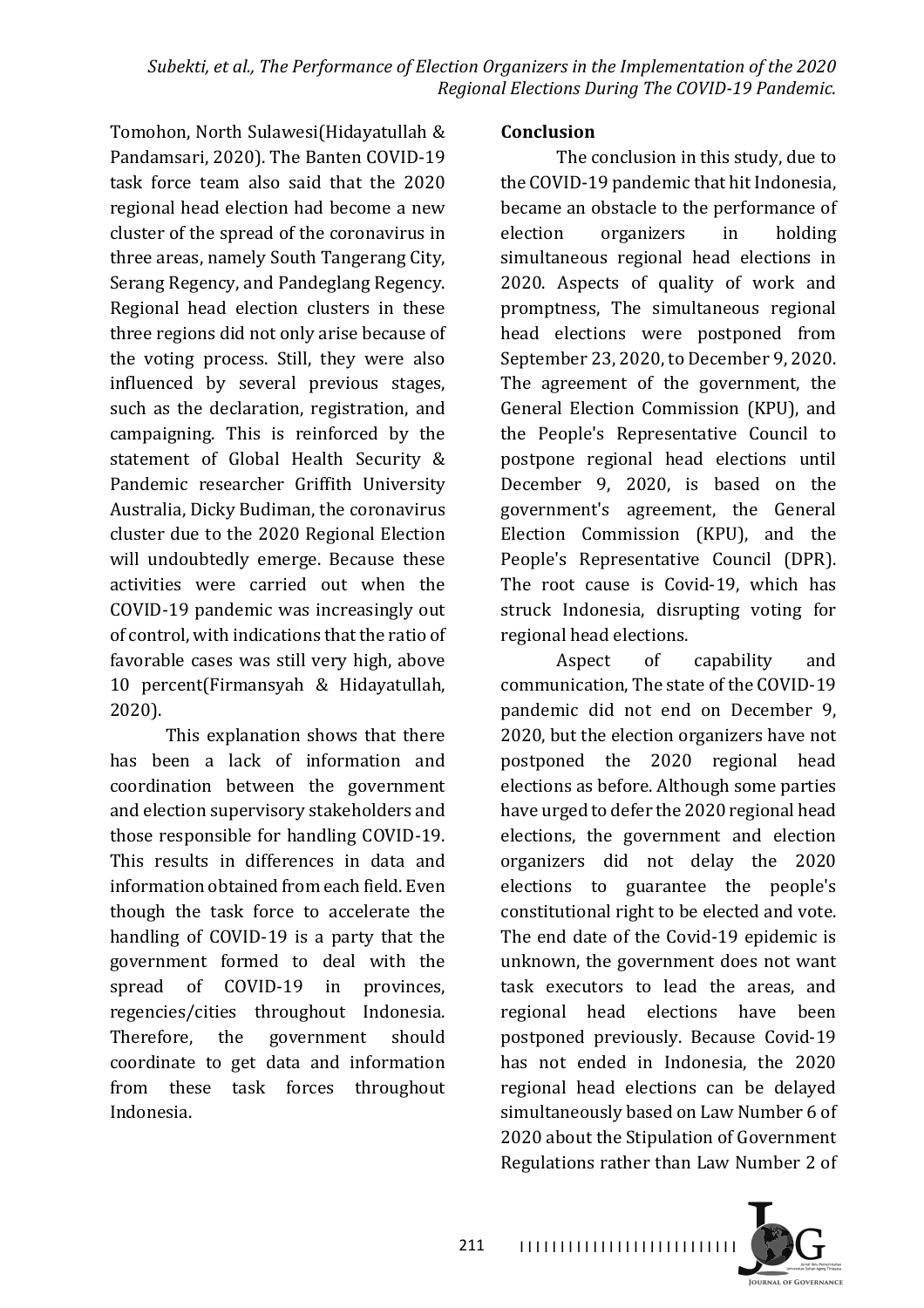Tomohon, North Sulawesi(Hidayatullah & Pandamsari, 2020). The Banten COVID-19 task force team also said that the 2020 regional head election had become a new cluster of the spread of the coronavirus in three areas, namely South Tangerang City, Serang Regency, and Pandeglang Regency. Regional head election clusters in these three regions did not only arise because of the voting process. Still, they were also influenced by several previous stages, such as the declaration, registration, and campaigning. This is reinforced by the statement of Global Health Security & Pandemic researcher Griffith University Australia, Dicky Budiman, the coronavirus cluster due to the 2020 Regional Election will undoubtedly emerge. Because these activities were carried out when the COVID-19 pandemic was increasingly out of control, with indications that the ratio of favorable cases was still very high, above 10 percent(Firmansyah & Hidayatullah, 2020).

This explanation shows that there has been a lack of information and coordination between the government and election supervisory stakeholders and those responsible for handling COVID-19. This results in differences in data and information obtained from each field. Even though the task force to accelerate the handling of COVID-19 is a party that the government formed to deal with the spread of COVID-19 in provinces, regencies/cities throughout Indonesia. Therefore, the government should coordinate to get data and information from these task forces throughout Indonesia.

**Conclusion**

The conclusion in this study, due to the COVID-19 pandemic that hit Indonesia, became an obstacle to the performance of election organizers in holding simultaneous regional head elections in 2020. Aspects of quality of work and promptness, The simultaneous regional head elections were postponed from September 23, 2020, to December 9, 2020. The agreement of the government, the General Election Commission (KPU), and the People's Representative Council to postpone regional head elections until December 9, 2020, is based on the government's agreement, the General Election Commission (KPU), and the People's Representative Council (DPR). The root cause is Covid-19, which has struck Indonesia, disrupting voting for regional head elections.

Aspect of capability and communication, The state of the COVID-19 pandemic did not end on December 9, 2020, but the election organizers have not postponed the 2020 regional head elections as before. Although some parties have urged to defer the 2020 regional head elections, the government and election organizers did not delay the 2020 elections to guarantee the people's constitutional right to be elected and vote. The end date of the Covid-19 epidemic is unknown, the government does not want task executors to lead the areas, and regional head elections have been postponed previously. Because Covid-19 has not ended in Indonesia, the 2020 regional head elections can be delayed simultaneously based on Law Number 6 of 2020 about the Stipulation of Government Regulations rather than Law Number 2 of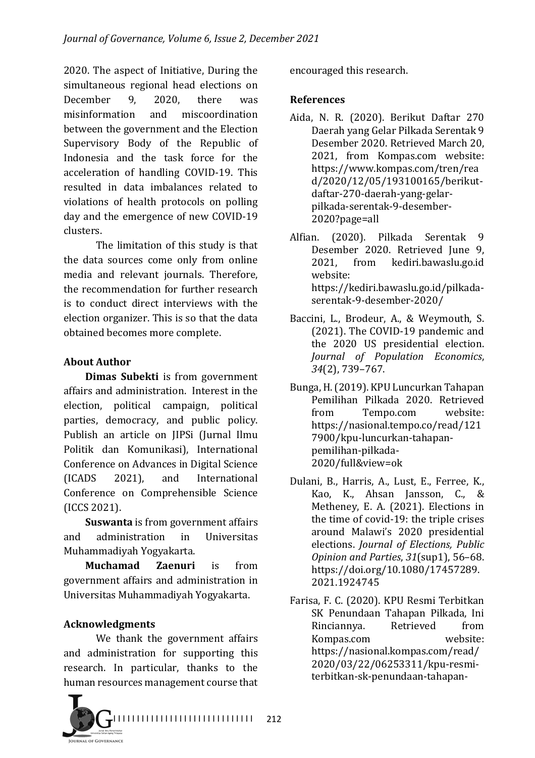2020. The aspect of Initiative, During the simultaneous regional head elections on December 9, 2020, there was misinformation and miscoordination between the government and the Election Supervisory Body of the Republic of Indonesia and the task force for the acceleration of handling COVID-19. This resulted in data imbalances related to violations of health protocols on polling day and the emergence of new COVID-19 clusters.

The limitation of this study is that the data sources come only from online media and relevant journals. Therefore, the recommendation for further research is to conduct direct interviews with the election organizer. This is so that the data obtained becomes more complete.

### About Author

**Dimas Subekti** is from government affairs and administration. Interest in the election, political campaign, political parties, democracy, and public policy. Publish an article on JIPSi (Jurnal Ilmu Politik dan Komunikasi), International Conference on Advances in Digital Science (ICADS 2021), and International Conference on Comprehensible Science (ICCS 2021).

**Suswanta** is from government affairs and administration in Universitas Muhammadiyah Yogyakarta.

**Muchamad Zaenuri** is from government affairs and administration in Universitas Muhammadiyah Yogyakarta.

### Acknowledgments

We thank the government affairs and administration for supporting this research. In particular, thanks to the human resources management course that encouraged this research.

### References

Aida, N. R. (2020). Berikut Daftar 270 Daerah yang Gelar Pilkada Serentak 9 Desember 2020. Retrieved March 20, 2021, from Kompas.com website: https://www.kompas.com/tren/read/2020/12/05/193100165/berikut-daftar-270-daerah-yang-gelar-pilkada-serentak-9-desember-2020?page=all

Alfian. (2020). Pilkada Serentak 9 Desember 2020. Retrieved June 9, 2021, from kediri.bawaslu.go.id website: https://kediri.bawaslu.go.id/pilkada-serentak-9-desember-2020/

Baccini, L., Brodeur, A., & Weymouth, S. (2021). The COVID-19 pandemic and the 2020 US presidential election. *Journal of Population Economics*, *34*(2), 739–767.

Bunga, H. (2019). KPU Luncurkan Tahapan Pemilihan Pilkada 2020. Retrieved from Tempo.com website: https://nasional.tempo.co/read/1217900/kpu-luncurkan-tahapan-pemilihan-pilkada-2020/full&view=ok

Dulani, B., Harris, A., Lust, E., Ferree, K., Kao, K., Ahsan Jansson, C., & Metheney, E. A. (2021). Elections in the time of covid-19: the triple crises around Malawi's 2020 presidential elections. *Journal of Elections, Public Opinion and Parties*, *31*(sup1), 56–68. https://doi.org/10.1080/17457289.2021.1924745

Farisa, F. C. (2020). KPU Resmi Terbitkan SK Penundaan Tahapan Pilkada, Ini Rinciannya. Retrieved from Kompas.com website: https://nasional.kompas.com/read/2020/03/22/06253311/kpu-resmi-terbitkan-sk-penundaan-tahapan-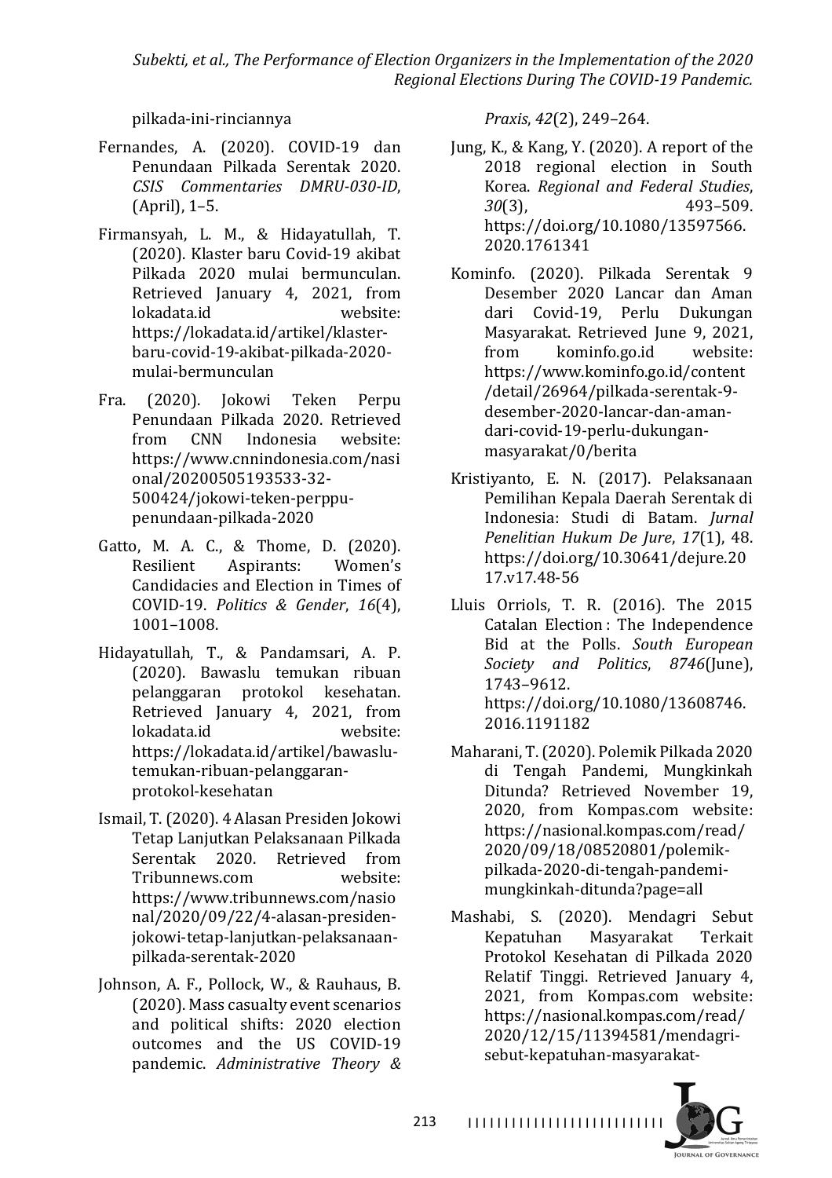pilkada-ini-rinciannya

Fernandes, A. (2020). COVID-19 dan Penundaan Pilkada Serentak 2020. *CSIS Commentaries DMRU-030-ID*, (April), 1–5.

Firmansyah, L. M., & Hidayatullah, T. (2020). Klaster baru Covid-19 akibat Pilkada 2020 mulai bermunculan. Retrieved January 4, 2021, from lokadata.id website: https://lokadata.id/artikel/klaster-baru-covid-19-akibat-pilkada-2020-mulai-bermunculan

Fra. (2020). Jokowi Teken Perpu Penundaan Pilkada 2020. Retrieved from CNN Indonesia website: https://www.cnnindonesia.com/nasional/20200505193533-32-500424/jokowi-teken-perppu-penundaan-pilkada-2020

Gatto, M. A. C., & Thome, D. (2020). Resilient Aspirants: Women's Candidacies and Election in Times of COVID-19. *Politics & Gender*, *16*(4), 1001–1008.

Hidayatullah, T., & Pandamsari, A. P. (2020). Bawaslu temukan ribuan pelanggaran protokol kesehatan. Retrieved January 4, 2021, from lokadata.id website: https://lokadata.id/artikel/bawaslu-temukan-ribuan-pelanggaran-protokol-kesehatan

Ismail, T. (2020). 4 Alasan Presiden Jokowi Tetap Lanjutkan Pelaksanaan Pilkada Serentak 2020. Retrieved from Tribunnews.com website: https://www.tribunnews.com/nasional/2020/09/22/4-alasan-presiden-jokowi-tetap-lanjutkan-pelaksanaan-pilkada-serentak-2020

Johnson, A. F., Pollock, W., & Rauhaus, B. (2020). Mass casualty event scenarios and political shifts: 2020 election outcomes and the US COVID-19 pandemic. *Administrative Theory & Praxis*, *42*(2), 249–264.

Jung, K., & Kang, Y. (2020). A report of the 2018 regional election in South Korea. *Regional and Federal Studies*, *30*(3), 493–509. https://doi.org/10.1080/13597566.2020.1761341

Kominfo. (2020). Pilkada Serentak 9 Desember 2020 Lancar dan Aman dari Covid-19, Perlu Dukungan Masyarakat. Retrieved June 9, 2021, from kominfo.go.id website: https://www.kominfo.go.id/content/detail/26964/pilkada-serentak-9-desember-2020-lancar-dan-aman-dari-covid-19-perlu-dukungan-masyarakat/0/berita

Kristiyanto, E. N. (2017). Pelaksanaan Pemilihan Kepala Daerah Serentak di Indonesia: Studi di Batam. *Jurnal Penelitian Hukum De Jure*, *17*(1), 48. https://doi.org/10.30641/dejure.2017.v17.48-56

Lluis Orriols, T. R. (2016). The 2015 Catalan Election : The Independence Bid at the Polls. *South European Society and Politics*, *8746*(June), 1743–9612. https://doi.org/10.1080/13608746.2016.1191182

Maharani, T. (2020). Polemik Pilkada 2020 di Tengah Pandemi, Mungkinkah Ditunda? Retrieved November 19, 2020, from Kompas.com website: https://nasional.kompas.com/read/2020/09/18/08520801/polemik-pilkada-2020-di-tengah-pandemi-mungkinkah-ditunda?page=all

Mashabi, S. (2020). Mendagri Sebut Kepatuhan Masyarakat Terkait Protokol Kesehatan di Pilkada 2020 Relatif Tinggi. Retrieved January 4, 2021, from Kompas.com website: https://nasional.kompas.com/read/2020/12/15/11394581/mendagri-sebut-kepatuhan-masyarakat-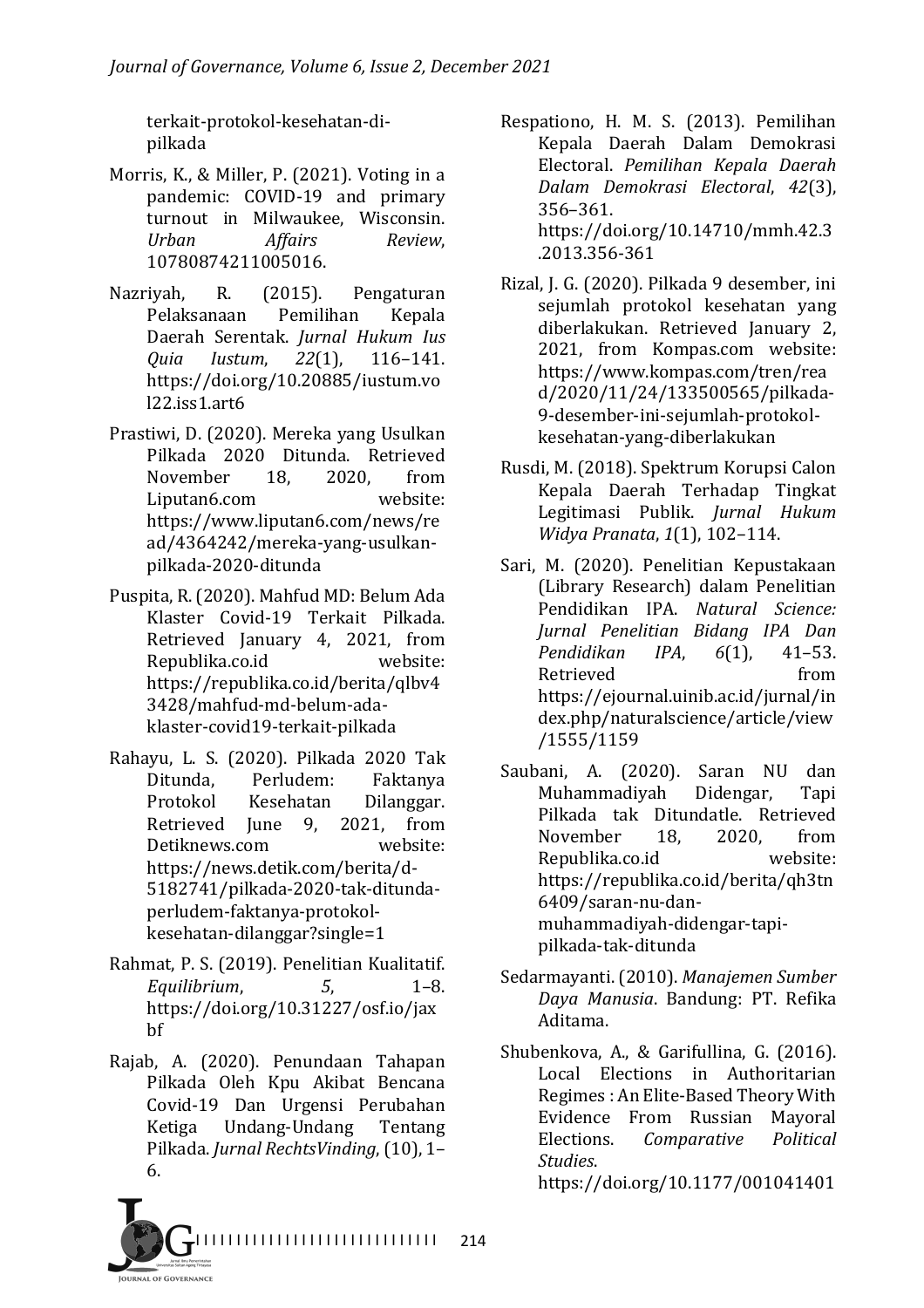terkait-protokol-kesehatan-di-pilkada

Morris, K., & Miller, P. (2021). Voting in a pandemic: COVID-19 and primary turnout in Milwaukee, Wisconsin. *Urban Affairs Review*, 10780874211005016.

Nazriyah, R. (2015). Pengaturan Pelaksanaan Pemilihan Kepala Daerah Serentak. *Jurnal Hukum Ius Quia Iustum*, *22*(1), 116–141. https://doi.org/10.20885/iustum.vol22.iss1.art6

Prastiwi, D. (2020). Mereka yang Usulkan Pilkada 2020 Ditunda. Retrieved November 18, 2020, from Liputan6.com website: https://www.liputan6.com/news/read/4364242/mereka-yang-usulkan-pilkada-2020-ditunda

Puspita, R. (2020). Mahfud MD: Belum Ada Klaster Covid-19 Terkait Pilkada. Retrieved January 4, 2021, from Republika.co.id website: https://republika.co.id/berita/qlbv43428/mahfud-md-belum-ada-klaster-covid19-terkait-pilkada

Rahayu, L. S. (2020). Pilkada 2020 Tak Ditunda, Perludem: Faktanya Protokol Kesehatan Dilanggar. Retrieved June 9, 2021, from Detiknews.com website: https://news.detik.com/berita/d-5182741/pilkada-2020-tak-ditunda-perludem-faktanya-protokol-kesehatan-dilanggar?single=1

Rahmat, P. S. (2019). Penelitian Kualitatif. *Equilibrium*, *5*, 1–8. https://doi.org/10.31227/osf.io/jaxbf

Rajab, A. (2020). Penundaan Tahapan Pilkada Oleh Kpu Akibat Bencana Covid-19 Dan Urgensi Perubahan Ketiga Undang-Undang Tentang Pilkada. *Jurnal RechtsVinding*, (10), 1–6.

Respationo, H. M. S. (2013). Pemilihan Kepala Daerah Dalam Demokrasi Electoral. *Pemilihan Kepala Daerah Dalam Demokrasi Electoral*, *42*(3), 356–361. https://doi.org/10.14710/mmh.42.3.2013.356-361

Rizal, J. G. (2020). Pilkada 9 desember, ini sejumlah protokol kesehatan yang diberlakukan. Retrieved January 2, 2021, from Kompas.com website: https://www.kompas.com/tren/read/2020/11/24/133500565/pilkada-9-desember-ini-sejumlah-protokol-kesehatan-yang-diberlakukan

Rusdi, M. (2018). Spektrum Korupsi Calon Kepala Daerah Terhadap Tingkat Legitimasi Publik. *Jurnal Hukum Widya Pranata*, *1*(1), 102–114.

Sari, M. (2020). Penelitian Kepustakaan (Library Research) dalam Penelitian Pendidikan IPA. *Natural Science: Jurnal Penelitian Bidang IPA Dan Pendidikan IPA*, *6*(1), 41–53. Retrieved from https://ejournal.uinib.ac.id/jurnal/index.php/naturalscience/article/view/1555/1159

Saubani, A. (2020). Saran NU dan Muhammadiyah Didengar, Tapi Pilkada tak Ditundatle. Retrieved November 18, 2020, from Republika.co.id website: https://republika.co.id/berita/qh3tn6409/saran-nu-dan-muhammadiyah-didengar-tapi-pilkada-tak-ditunda

Sedarmayanti. (2010). *Manajemen Sumber Daya Manusia*. Bandung: PT. Refika Aditama.

Shubenkova, A., & Garifullina, G. (2016). Local Elections in Authoritarian Regimes : An Elite-Based Theory With Evidence From Russian Mayoral Elections. *Comparative Political Studies*. https://doi.org/10.1177/001041401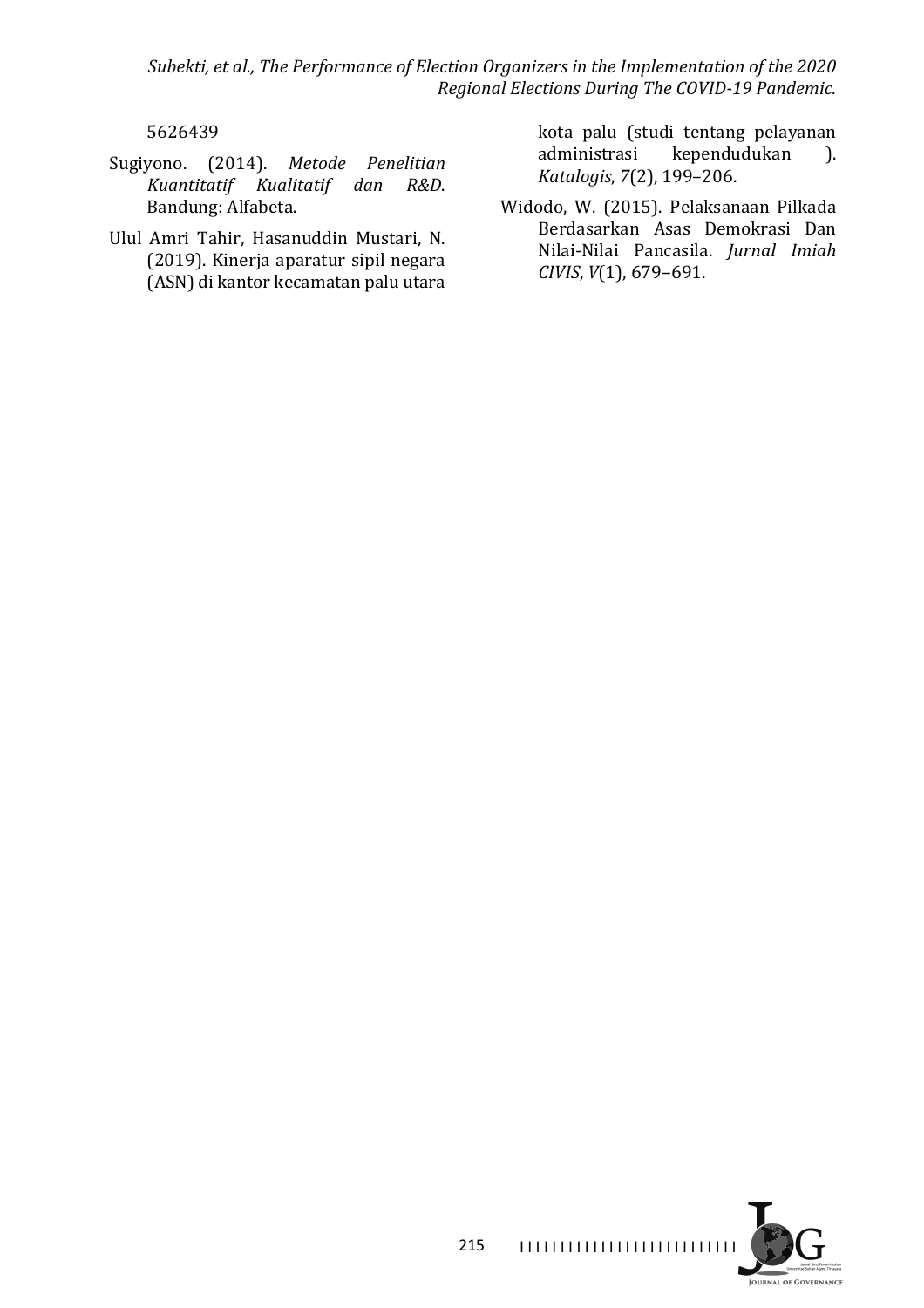5626439

Sugiyono. (2014). *Metode Penelitian Kuantitatif Kualitatif dan R&D*. Bandung: Alfabeta.

Ulul Amri Tahir, Hasanuddin Mustari, N. (2019). Kinerja aparatur sipil negara (ASN) di kantor kecamatan palu utara kota palu (studi tentang pelayanan administrasi kependudukan ). *Katalogis*, *7*(2), 199–206.

Widodo, W. (2015). Pelaksanaan Pilkada Berdasarkan Asas Demokrasi Dan Nilai-Nilai Pancasila. *Jurnal Imiah CIVIS*, *V*(1), 679–691.